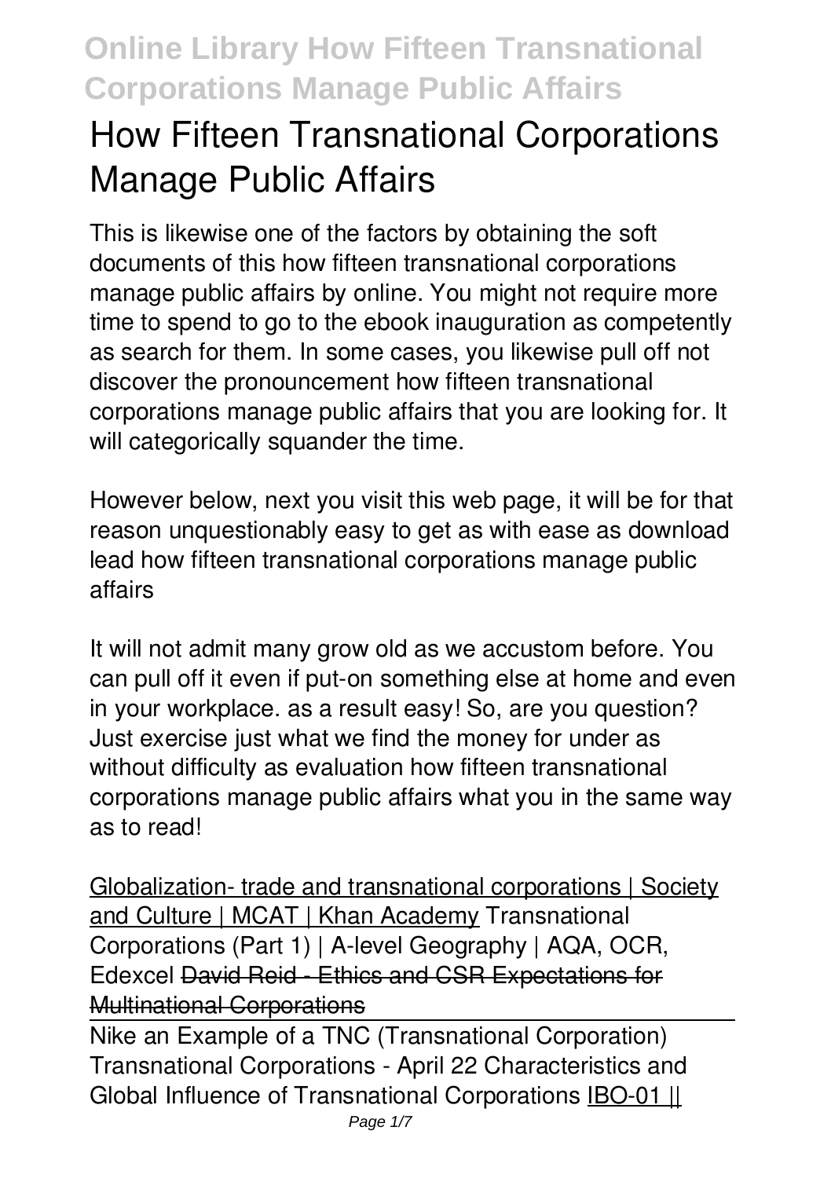# How Fifteen Transnational Corporations Manage Public Affairs

This is likewise one of the factors by obtaining the soft documents of this how fifteen transnational corporations manage public affairs by online. You might not require more time to spend to go to the ebook inauguration as competently as search for them. In some cases, you likewise pull off not discover the pronouncement how fifteen transnational corporations manage public affairs that you are looking for. It will categorically squander the time.

However below, next you visit this web page, it will be for that reason unquestionably easy to get as with ease as download lead how fifteen transnational corporations manage public affairs

It will not admit many grow old as we accustom before. You can pull off it even if put-on something else at home and even in your workplace. as a result easy! So, are you question? Just exercise just what we find the money for under as without difficulty as evaluation **how fifteen transnational corporations manage public affairs** what you in the same way as to read!

Globalization- trade and transnational corporations | Society and Culture | MCAT | Khan Academy **Transnational Corporations (Part 1) | A-level Geography | AQA, OCR, Edexcel** David Reid - Ethics and CSR Expectations for Multinational Corporations

Nike an Example of a TNC (Transnational Corporation) **Transnational Corporations - April 22** **Characteristics and Global Influence of Transnational Corporations** IBO-01 ||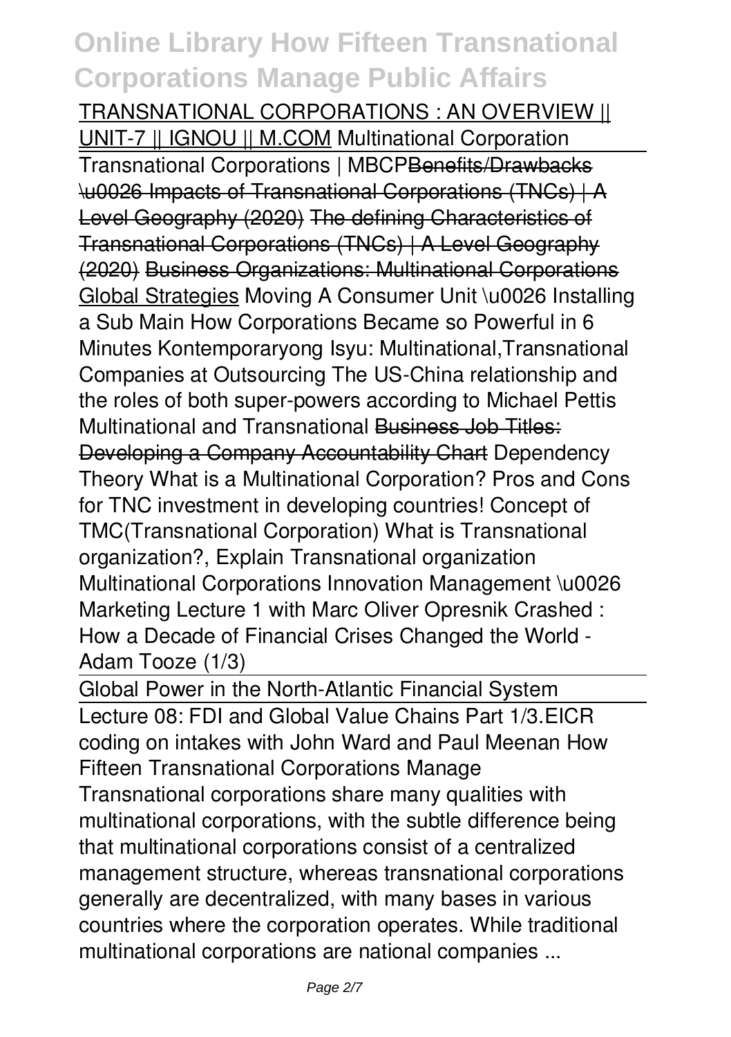TRANSNATIONAL CORPORATIONS : AN OVERVIEW || UNIT-7 || IGNOU || M.COM Multinational Corporation

Transnational Corporations | MBCP ~~Benefits/Drawbacks \u0026 Impacts of Transnational Corporations (TNCs) | A Level Geography (2020)~~ ~~The defining Characteristics of Transnational Corporations (TNCs) | A Level Geography (2020)~~ ~~Business Organizations: Multinational Corporations~~ Global Strategies Moving A Consumer Unit \u0026 Installing a Sub Main How Corporations Became so Powerful in 6 Minutes Kontemporaryong Isyu: Multinational,Transnational Companies at Outsourcing The US-China relationship and the roles of both super-powers according to Michael Pettis Multinational and Transnational ~~Business Job Titles: Developing a Company Accountability Chart~~ Dependency Theory What is a Multinational Corporation? Pros and Cons for TNC investment in developing countries! Concept of TMC(Transnational Corporation) What is Transnational organization?, Explain Transnational organization Multinational Corporations Innovation Management \u0026 Marketing Lecture 1 with Marc Oliver Opresnik Crashed : How a Decade of Financial Crises Changed the World - Adam Tooze (1/3)

Global Power in the North-Atlantic Financial System

Lecture 08: FDI and Global Value Chains Part 1/3.EICR coding on intakes with John Ward and Paul Meenan How Fifteen Transnational Corporations Manage

Transnational corporations share many qualities with multinational corporations, with the subtle difference being that multinational corporations consist of a centralized management structure, whereas transnational corporations generally are decentralized, with many bases in various countries where the corporation operates. While traditional multinational corporations are national companies ...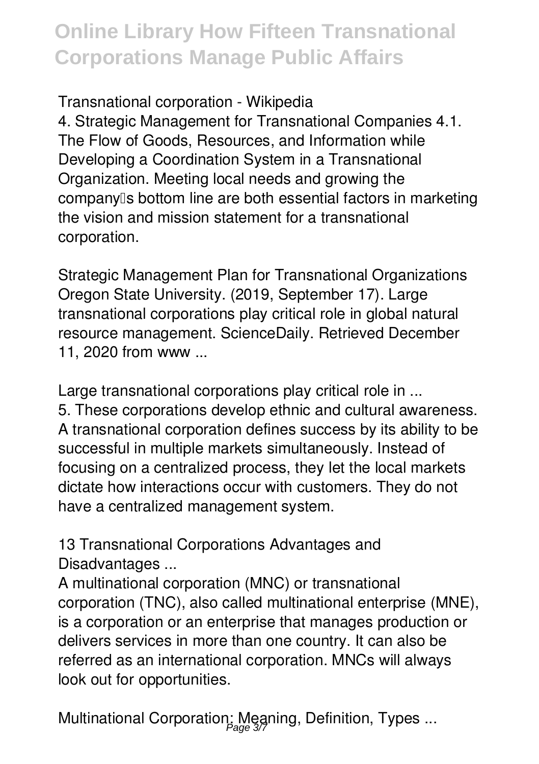Transnational corporation - Wikipedia

4. Strategic Management for Transnational Companies 4.1. The Flow of Goods, Resources, and Information while Developing a Coordination System in a Transnational Organization. Meeting local needs and growing the company's bottom line are both essential factors in marketing the vision and mission statement for a transnational corporation.

Strategic Management Plan for Transnational Organizations

Oregon State University. (2019, September 17). Large transnational corporations play critical role in global natural resource management. ScienceDaily. Retrieved December 11, 2020 from www ...

Large transnational corporations play critical role in ...

5. These corporations develop ethnic and cultural awareness. A transnational corporation defines success by its ability to be successful in multiple markets simultaneously. Instead of focusing on a centralized process, they let the local markets dictate how interactions occur with customers. They do not have a centralized management system.

13 Transnational Corporations Advantages and Disadvantages ...

A multinational corporation (MNC) or transnational corporation (TNC), also called multinational enterprise (MNE), is a corporation or an enterprise that manages production or delivers services in more than one country. It can also be referred as an international corporation. MNCs will always look out for opportunities.

Multinational Corporation: Meaning, Definition, Types ...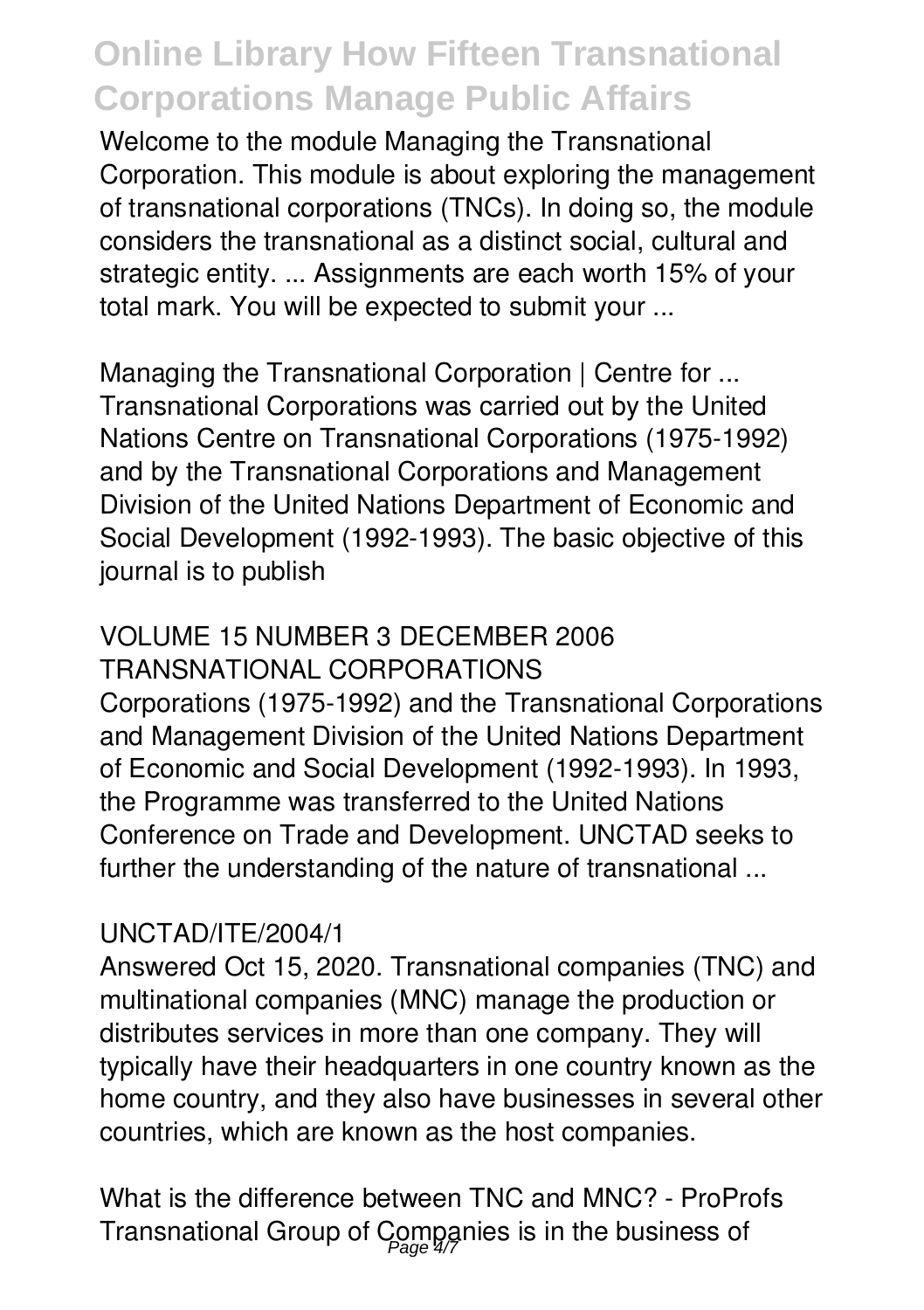Welcome to the module Managing the Transnational Corporation. This module is about exploring the management of transnational corporations (TNCs). In doing so, the module considers the transnational as a distinct social, cultural and strategic entity. ... Assignments are each worth 15% of your total mark. You will be expected to submit your ...

Managing the Transnational Corporation | Centre for ...
Transnational Corporations was carried out by the United Nations Centre on Transnational Corporations (1975-1992) and by the Transnational Corporations and Management Division of the United Nations Department of Economic and Social Development (1992-1993). The basic objective of this journal is to publish

VOLUME 15 NUMBER 3 DECEMBER 2006 TRANSNATIONAL CORPORATIONS
Corporations (1975-1992) and the Transnational Corporations and Management Division of the United Nations Department of Economic and Social Development (1992-1993). In 1993, the Programme was transferred to the United Nations Conference on Trade and Development. UNCTAD seeks to further the understanding of the nature of transnational ...

UNCTAD/ITE/2004/1
Answered Oct 15, 2020. Transnational companies (TNC) and multinational companies (MNC) manage the production or distributes services in more than one company. They will typically have their headquarters in one country known as the home country, and they also have businesses in several other countries, which are known as the host companies.

What is the difference between TNC and MNC? - ProProfs
Transnational Group of Companies is in the business of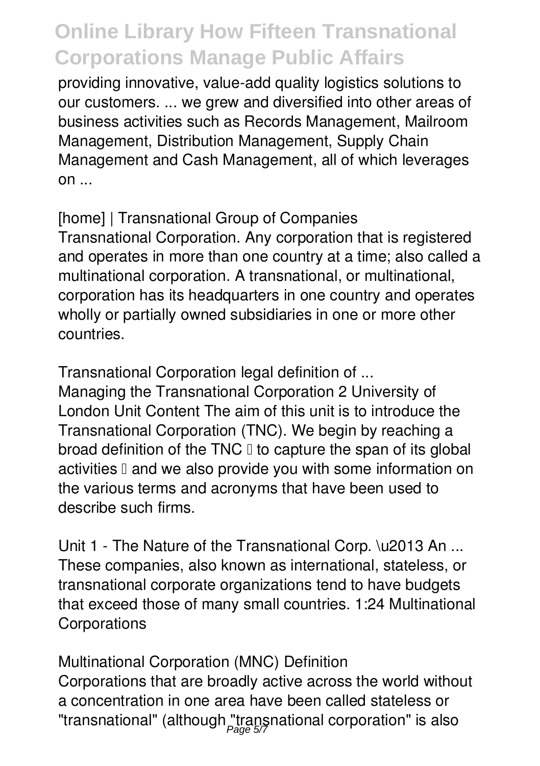providing innovative, value-add quality logistics solutions to our customers. ... we grew and diversified into other areas of business activities such as Records Management, Mailroom Management, Distribution Management, Supply Chain Management and Cash Management, all of which leverages on ...

**[home] | Transnational Group of Companies**

Transnational Corporation. Any corporation that is registered and operates in more than one country at a time; also called a multinational corporation. A transnational, or multinational, corporation has its headquarters in one country and operates wholly or partially owned subsidiaries in one or more other countries.

**Transnational Corporation legal definition of ...**

Managing the Transnational Corporation 2 University of London Unit Content The aim of this unit is to introduce the Transnational Corporation (TNC). We begin by reaching a broad definition of the TNC – to capture the span of its global activities – and we also provide you with some information on the various terms and acronyms that have been used to describe such firms.

**Unit 1 - The Nature of the Transnational Corp. \u2013 An ...**

These companies, also known as international, stateless, or transnational corporate organizations tend to have budgets that exceed those of many small countries. 1:24 Multinational Corporations

**Multinational Corporation (MNC) Definition**

Corporations that are broadly active across the world without a concentration in one area have been called stateless or "transnational" (although "transnational corporation" is also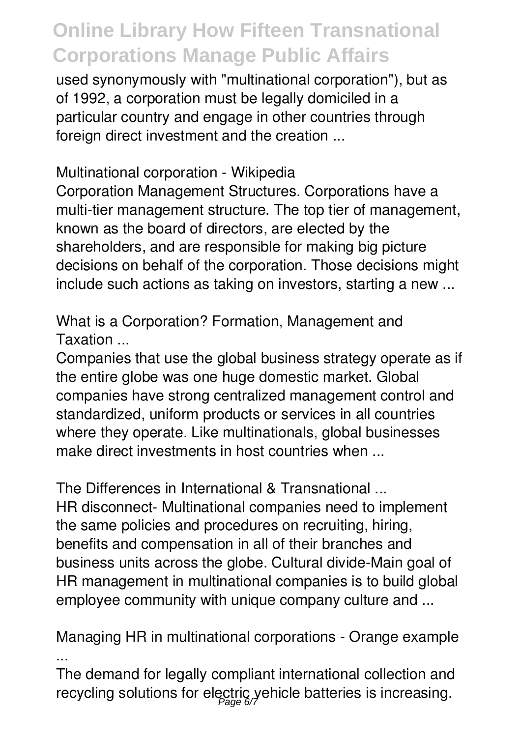used synonymously with "multinational corporation"), but as of 1992, a corporation must be legally domiciled in a particular country and engage in other countries through foreign direct investment and the creation ...

**Multinational corporation - Wikipedia**

Corporation Management Structures. Corporations have a multi-tier management structure. The top tier of management, known as the board of directors, are elected by the shareholders, and are responsible for making big picture decisions on behalf of the corporation. Those decisions might include such actions as taking on investors, starting a new ...

**What is a Corporation? Formation, Management and Taxation ...**

Companies that use the global business strategy operate as if the entire globe was one huge domestic market. Global companies have strong centralized management control and standardized, uniform products or services in all countries where they operate. Like multinationals, global businesses make direct investments in host countries when ...

**The Differences in International & Transnational ...**

HR disconnect- Multinational companies need to implement the same policies and procedures on recruiting, hiring, benefits and compensation in all of their branches and business units across the globe. Cultural divide-Main goal of HR management in multinational companies is to build global employee community with unique company culture and ...

**Managing HR in multinational corporations - Orange example ...**

The demand for legally compliant international collection and recycling solutions for electric vehicle batteries is increasing.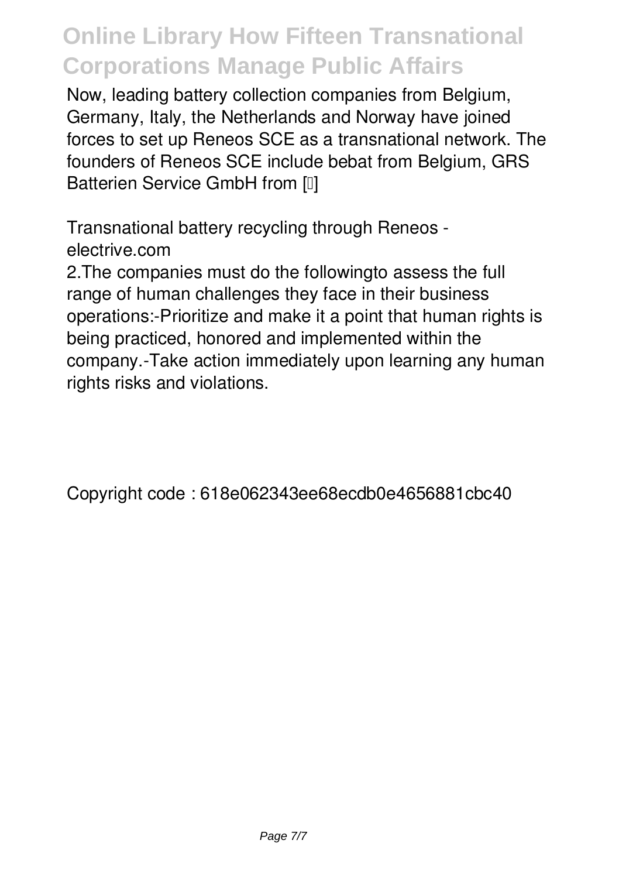Now, leading battery collection companies from Belgium, Germany, Italy, the Netherlands and Norway have joined forces to set up Reneos SCE as a transnational network. The founders of Reneos SCE include bebat from Belgium, GRS Batterien Service GmbH from […]

Transnational battery recycling through Reneos - electrive.com

2.The companies must do the followingto assess the full range of human challenges they face in their business operations:-Prioritize and make it a point that human rights is being practiced, honored and implemented within the company.-Take action immediately upon learning any human rights risks and violations.

Copyright code : 618e062343ee68ecdb0e4656881cbc40